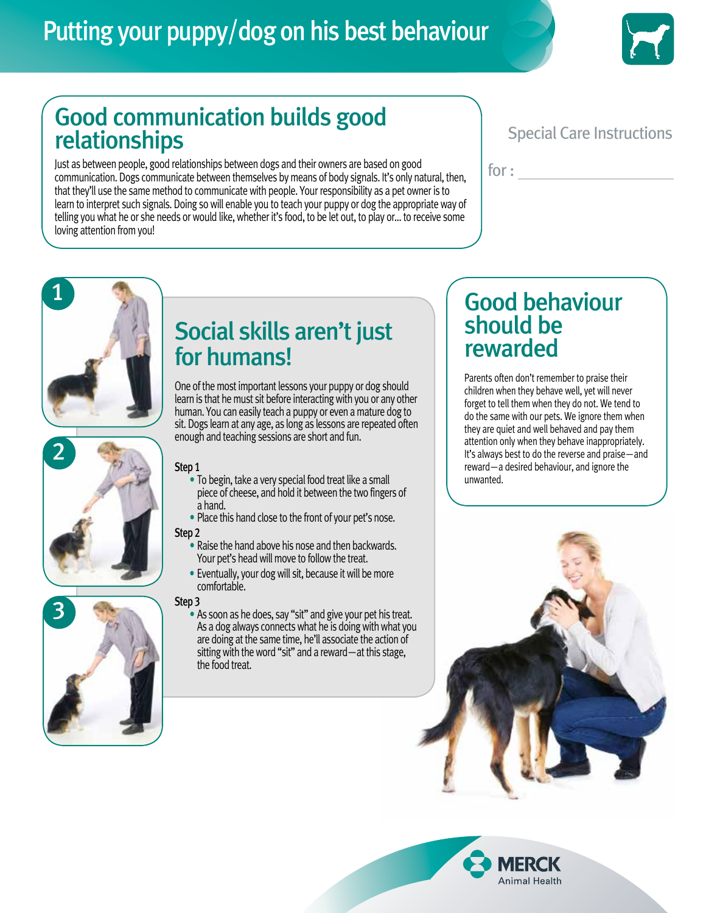# Putting your puppy/dog on his best behaviour

## Good communication builds good relationships

Just as between people, good relationships between dogs and their owners are based on good communication. Dogs communicate between themselves by means of body signals. It's only natural, then, that they'll use the same method to communicate with people. Your responsibility as a pet owner is to learn to interpret such signals. Doing so will enable you to teach your puppy or dog the appropriate way of telling you what he or she needs or would like, whether it's food, to be let out, to play or... to receive some loving attention from you!

Special Care Instructions

for : ___________________

## Social skills aren't just for humans!

One of the most important lessons your puppy or dog should learn is that he must sit before interacting with you or any other human. You can easily teach a puppy or even a mature dog to sit. Dogs learn at any age, as long as lessons are repeated often enough and teaching sessions are short and fun.

Step 1

- To begin, take a very special food treat like a small piece of cheese, and hold it between the two fingers of a hand.
- Place this hand close to the front of your pet's nose.

Step 2

- Raise the hand above his nose and then backwards. Your pet's head will move to follow the treat.
- Eventually, your dog will sit, because it will be more comfortable.

Step 3

- As soon as he does, say "sit" and give your pet his treat. As a dog always connects what he is doing with what you are doing at the same time, he'll associate the action of sitting with the word "sit" and a reward—at this stage, the food treat.

## Good behaviour should be rewarded

Parents often don't remember to praise their children when they behave well, yet will never forget to tell them when they do not. We tend to do the same with our pets. We ignore them when they are quiet and well behaved and pay them attention only when they behave inappropriately. It's always best to do the reverse and praise—and reward—a desired behaviour, and ignore the unwanted.

MERCK Animal Health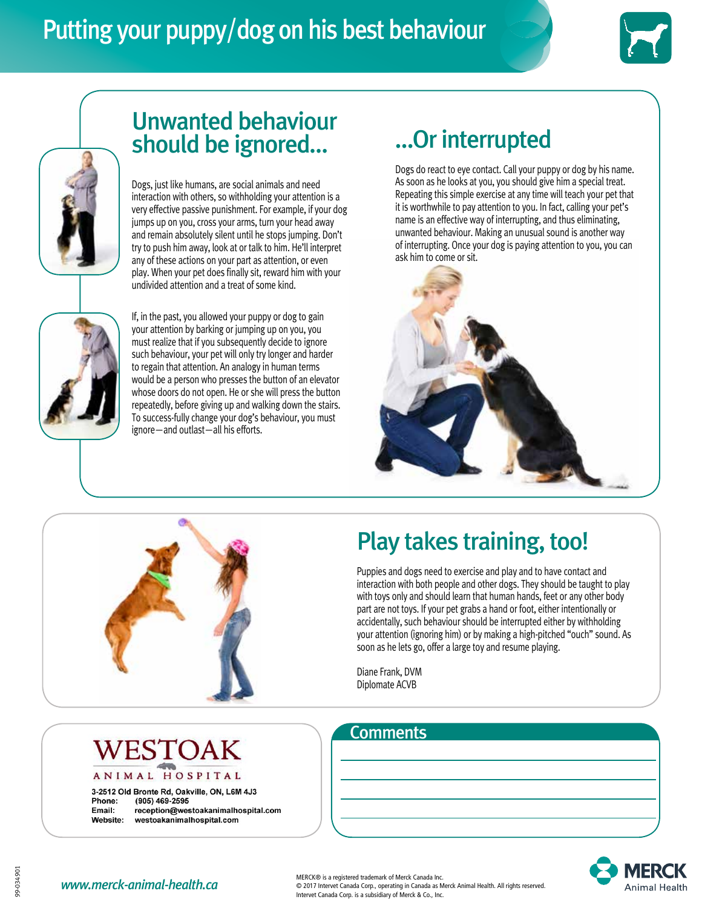# Putting your puppy/dog on his best behaviour

## Unwanted behaviour should be ignored...

Dogs, just like humans, are social animals and need interaction with others, so withholding your attention is a very effective passive punishment. For example, if your dog jumps up on you, cross your arms, turn your head away and remain absolutely silent until he stops jumping. Don't try to push him away, look at or talk to him. He'll interpret any of these actions on your part as attention, or even play. When your pet does finally sit, reward him with your undivided attention and a treat of some kind.

If, in the past, you allowed your puppy or dog to gain your attention by barking or jumping up on you, you must realize that if you subsequently decide to ignore such behaviour, your pet will only try longer and harder to regain that attention. An analogy in human terms would be a person who presses the button of an elevator whose doors do not open. He or she will press the button repeatedly, before giving up and walking down the stairs. To success-fully change your dog's behaviour, you must ignore—and outlast—all his efforts.

## ...Or interrupted

Dogs do react to eye contact. Call your puppy or dog by his name. As soon as he looks at you, you should give him a special treat. Repeating this simple exercise at any time will teach your pet that it is worthwhile to pay attention to you. In fact, calling your pet's name is an effective way of interrupting, and thus eliminating, unwanted behaviour. Making an unusual sound is another way of interrupting. Once your dog is paying attention to you, you can ask him to come or sit.

## Play takes training, too!

Puppies and dogs need to exercise and play and to have contact and interaction with both people and other dogs. They should be taught to play with toys only and should learn that human hands, feet or any other body part are not toys. If your pet grabs a hand or foot, either intentionally or accidentally, such behaviour should be interrupted either by withholding your attention (ignoring him) or by making a high-pitched "ouch" sound. As soon as he lets go, offer a large toy and resume playing.

Diane Frank, DVM
Diplomate ACVB

**WESTOAK ANIMAL HOSPITAL**

3-2512 Old Bronte Rd, Oakville, ON, L6M 4J3
Phone: (905) 469-2595
Email: reception@westoakanimalhospital.com
Website: westoakanimalhospital.com

**Comments**

www.merck-animal-health.ca

MERCK® is a registered trademark of Merck Canada Inc.
© 2017 Intervet Canada Corp., operating in Canada as Merck Animal Health. All rights reserved.
Intervet Canada Corp. is a subsidiary of Merck & Co., Inc.

MERCK Animal Health

99-034901